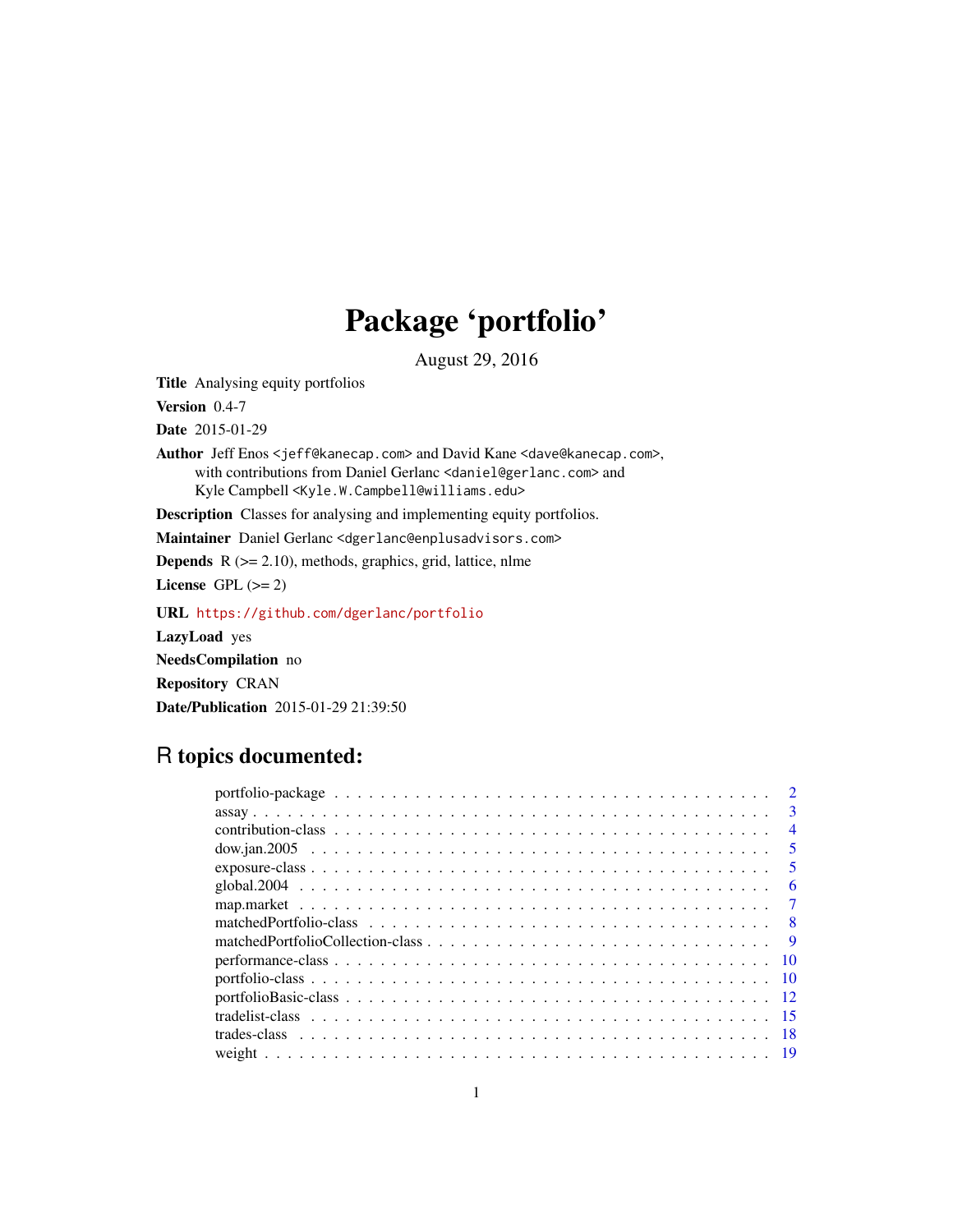# Package 'portfolio'

August 29, 2016

**Title** Analysing equity portfolios

**Version** 0.4-7

**Date** 2015-01-29

**Author** Jeff Enos <jeff@kanecap.com> and David Kane <dave@kanecap.com>, with contributions from Daniel Gerlanc <daniel@gerlanc.com> and Kyle Campbell <Kyle.W.Campbell@williams.edu>

**Description** Classes for analysing and implementing equity portfolios.

**Maintainer** Daniel Gerlanc <dgerlanc@enplusadvisors.com>

**Depends** R (>= 2.10), methods, graphics, grid, lattice, nlme

**License** GPL (>= 2)

**URL** https://github.com/dgerlanc/portfolio

**LazyLoad** yes

**NeedsCompilation** no

**Repository** CRAN

**Date/Publication** 2015-01-29 21:39:50

## R topics documented:

| | |
|---|---|
| portfolio-package | 2 |
| assay | 3 |
| contribution-class | 4 |
| dow.jan.2005 | 5 |
| exposure-class | 5 |
| global.2004 | 6 |
| map.market | 7 |
| matchedPortfolio-class | 8 |
| matchedPortfolioCollection-class | 9 |
| performance-class | 10 |
| portfolio-class | 10 |
| portfolioBasic-class | 12 |
| tradelist-class | 15 |
| trades-class | 18 |
| weight | 19 |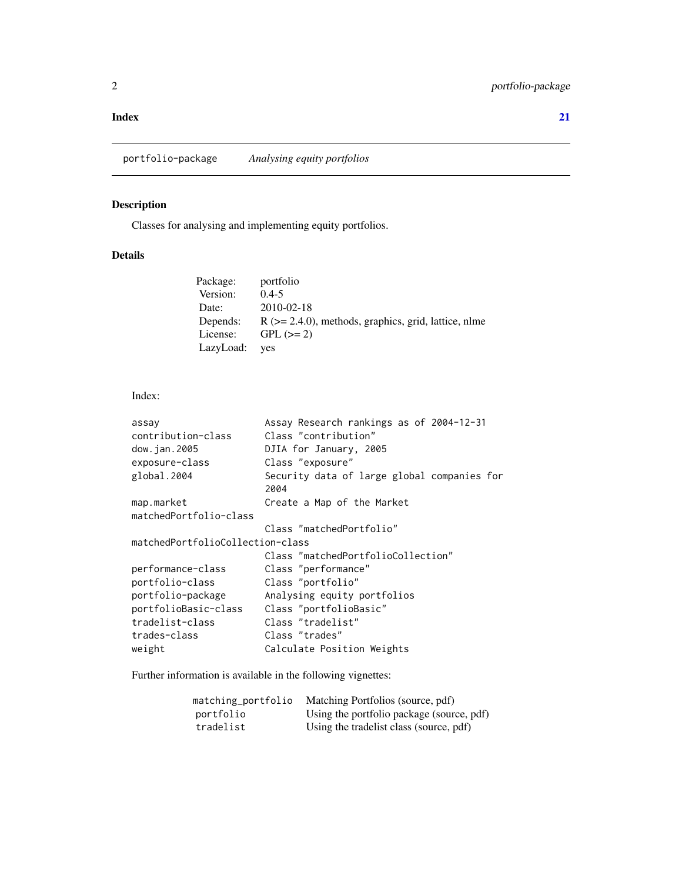**Index** **21**

---

portfolio-package *Analysing equity portfolios*

---

## Description

Classes for analysing and implementing equity portfolios.

## Details

| | |
|---|---|
| Package: | portfolio |
| Version: | 0.4-5 |
| Date: | 2010-02-18 |
| Depends: | R (>= 2.4.0), methods, graphics, grid, lattice, nlme |
| License: | GPL (>= 2) |
| LazyLoad: | yes |

Index:

```
assay                   Assay Research rankings as of 2004-12-31
contribution-class      Class "contribution"
dow.jan.2005            DJIA for January, 2005
exposure-class          Class "exposure"
global.2004             Security data of large global companies for
                        2004
map.market              Create a Map of the Market
matchedPortfolio-class
                        Class "matchedPortfolio"
matchedPortfolioCollection-class
                        Class "matchedPortfolioCollection"
performance-class       Class "performance"
portfolio-class         Class "portfolio"
portfolio-package       Analysing equity portfolios
portfolioBasic-class    Class "portfolioBasic"
tradelist-class         Class "tradelist"
trades-class            Class "trades"
weight                  Calculate Position Weights
```

Further information is available in the following vignettes:

| | |
|---|---|
| `matching_portfolio` | Matching Portfolios (source, pdf) |
| `portfolio` | Using the portfolio package (source, pdf) |
| `tradelist` | Using the tradelist class (source, pdf) |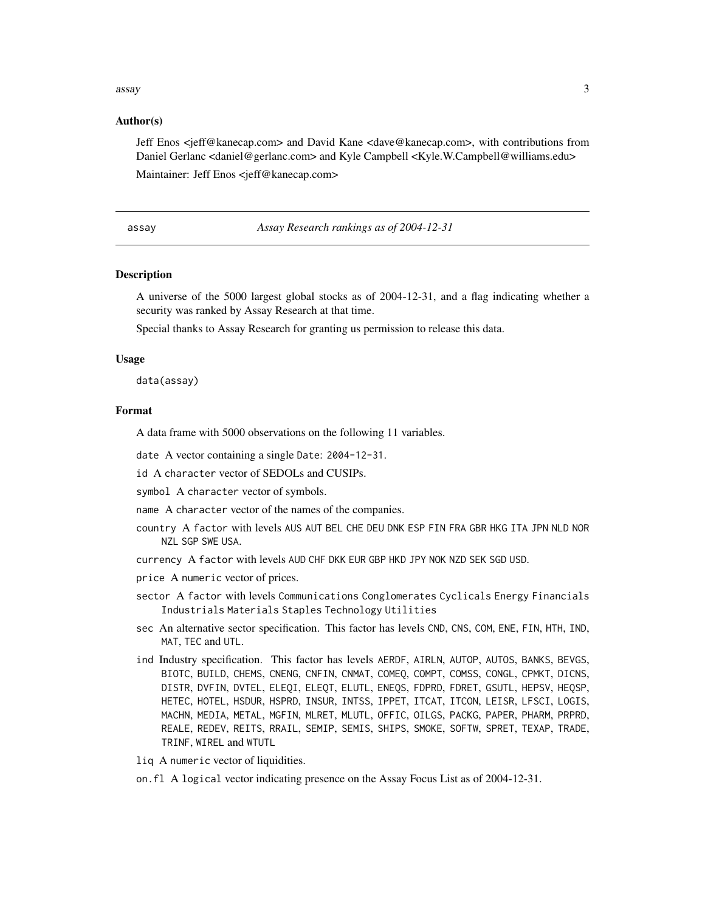### Author(s)

Jeff Enos <jeff@kanecap.com> and David Kane <dave@kanecap.com>, with contributions from Daniel Gerlanc <daniel@gerlanc.com> and Kyle Campbell <Kyle.W.Campbell@williams.edu>

Maintainer: Jeff Enos <jeff@kanecap.com>

---

## assay *Assay Research rankings as of 2004-12-31*

### Description

A universe of the 5000 largest global stocks as of 2004-12-31, and a flag indicating whether a security was ranked by Assay Research at that time.

Special thanks to Assay Research for granting us permission to release this data.

### Usage

```
data(assay)
```

### Format

A data frame with 5000 observations on the following 11 variables.

- `date` A vector containing a single `Date`: `2004-12-31`.
- `id` A `character` vector of SEDOLs and CUSIPs.
- `symbol` A `character` vector of symbols.
- `name` A `character` vector of the names of the companies.
- `country` A `factor` with levels `AUS AUT BEL CHE DEU DNK ESP FIN FRA GBR HKG ITA JPN NLD NOR NZL SGP SWE USA`.
- `currency` A `factor` with levels `AUD CHF DKK EUR GBP HKD JPY NOK NZD SEK SGD USD`.
- `price` A `numeric` vector of prices.
- `sector` A `factor` with levels `Communications Conglomerates Cyclicals Energy Financials Industrials Materials Staples Technology Utilities`
- `sec` An alternative sector specification. This factor has levels `CND`, `CNS`, `COM`, `ENE`, `FIN`, `HTH`, `IND`, `MAT`, `TEC` and `UTL`.
- `ind` Industry specification. This factor has levels `AERDF`, `AIRLN`, `AUTOP`, `AUTOS`, `BANKS`, `BEVGS`, `BIOTC`, `BUILD`, `CHEMS`, `CNENG`, `CNFIN`, `CNMAT`, `COMEQ`, `COMPT`, `COMSS`, `CONGL`, `CPMKT`, `DICNS`, `DISTR`, `DVFIN`, `DVTEL`, `ELEQI`, `ELEQT`, `ELUTL`, `ENEQS`, `FDPRD`, `FDRET`, `GSUTL`, `HEPSV`, `HEQSP`, `HETEC`, `HOTEL`, `HSDUR`, `HSPRD`, `INSUR`, `INTSS`, `IPPET`, `ITCAT`, `ITCON`, `LEISR`, `LFSCI`, `LOGIS`, `MACHN`, `MEDIA`, `METAL`, `MGFIN`, `MLRET`, `MLUTL`, `OFFIC`, `OILGS`, `PACKG`, `PAPER`, `PHARM`, `PRPRD`, `REALE`, `REDEV`, `REITS`, `RRAIL`, `SEMIP`, `SEMIS`, `SHIPS`, `SMOKE`, `SOFTW`, `SPRET`, `TEXAP`, `TRADE`, `TRINF`, `WIREL` and `WTUTL`
- `liq` A `numeric` vector of liquidities.
- `on.fl` A `logical` vector indicating presence on the Assay Focus List as of 2004-12-31.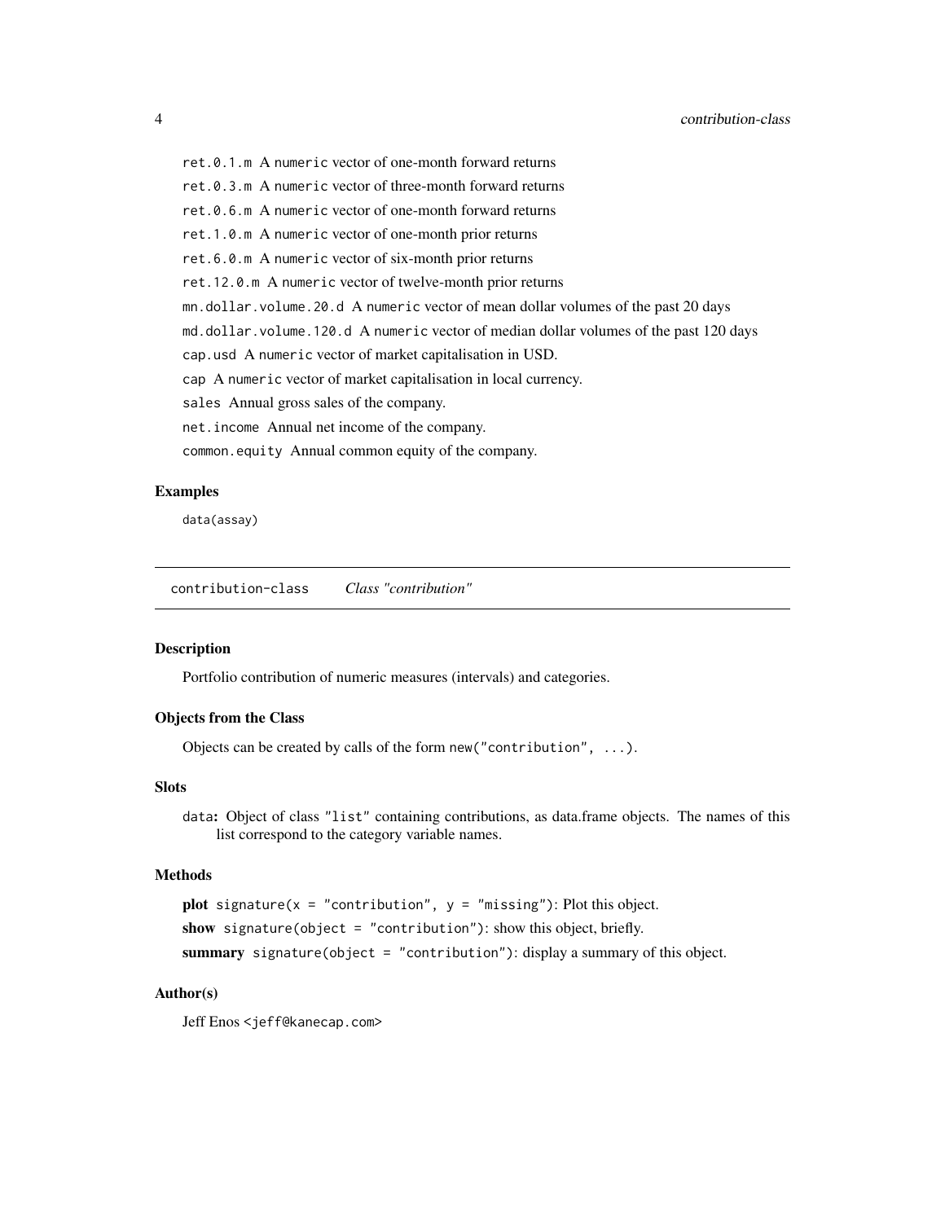`ret.0.1.m` A `numeric` vector of one-month forward returns

`ret.0.3.m` A `numeric` vector of three-month forward returns

`ret.0.6.m` A `numeric` vector of one-month forward returns

`ret.1.0.m` A `numeric` vector of one-month prior returns

`ret.6.0.m` A `numeric` vector of six-month prior returns

`ret.12.0.m` A `numeric` vector of twelve-month prior returns

`mn.dollar.volume.20.d` A `numeric` vector of mean dollar volumes of the past 20 days

`md.dollar.volume.120.d` A `numeric` vector of median dollar volumes of the past 120 days

`cap.usd` A `numeric` vector of market capitalisation in USD.

`cap` A `numeric` vector of market capitalisation in local currency.

`sales` Annual gross sales of the company.

`net.income` Annual net income of the company.

`common.equity` Annual common equity of the company.

### Examples

```
data(assay)
```

---

## contribution-class *Class "contribution"*

---

### Description

Portfolio contribution of numeric measures (intervals) and categories.

### Objects from the Class

Objects can be created by calls of the form `new("contribution", ...)`.

### Slots

`data`: Object of class `"list"` containing contributions, as data.frame objects. The names of this list correspond to the category variable names.

### Methods

**plot** `signature(x = "contribution", y = "missing")`: Plot this object.

**show** `signature(object = "contribution")`: show this object, briefly.

**summary** `signature(object = "contribution")`: display a summary of this object.

### Author(s)

Jeff Enos <jeff@kanecap.com>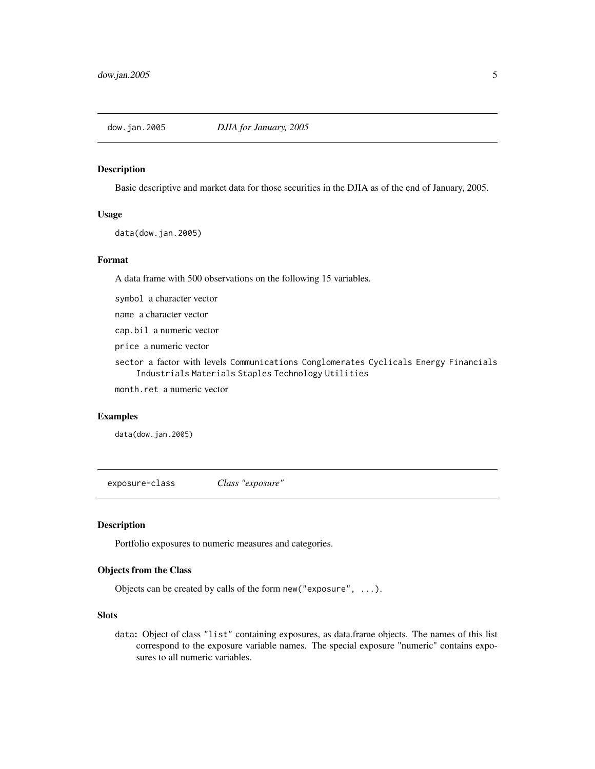## dow.jan.2005 *DJIA for January, 2005*

### Description

Basic descriptive and market data for those securities in the DJIA as of the end of January, 2005.

### Usage

```
data(dow.jan.2005)
```

### Format

A data frame with 500 observations on the following 15 variables.

- `symbol` a character vector
- `name` a character vector
- `cap.bil` a numeric vector
- `price` a numeric vector
- `sector` a factor with levels `Communications` `Conglomerates` `Cyclicals` `Energy` `Financials` `Industrials` `Materials` `Staples` `Technology` `Utilities`
- `month.ret` a numeric vector

### Examples

```
data(dow.jan.2005)
```

## exposure-class *Class "exposure"*

### Description

Portfolio exposures to numeric measures and categories.

### Objects from the Class

Objects can be created by calls of the form `new("exposure", ...)`.

### Slots

**`data`:** Object of class `"list"` containing exposures, as data.frame objects. The names of this list correspond to the exposure variable names. The special exposure "numeric" contains exposures to all numeric variables.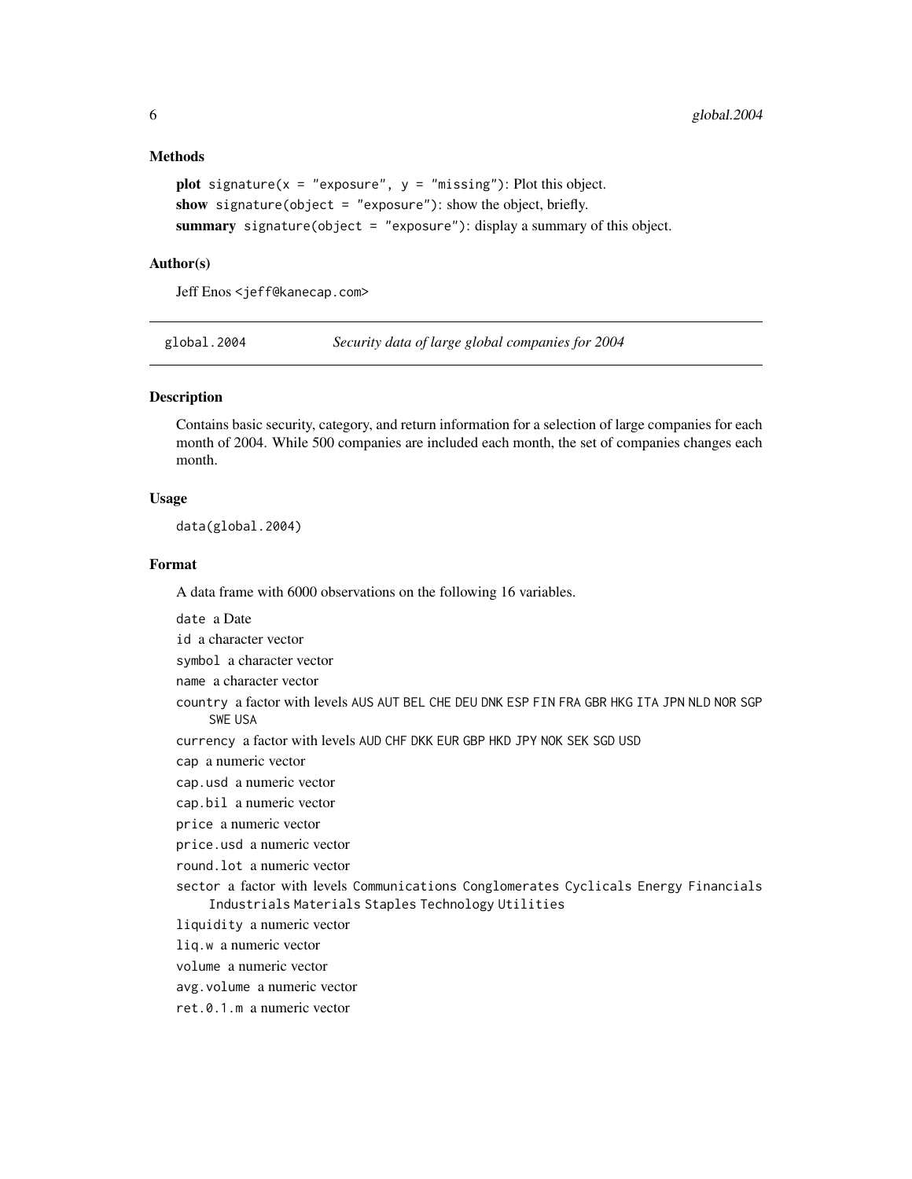### Methods

**plot** `signature(x = "exposure", y = "missing")`: Plot this object.

**show** `signature(object = "exposure")`: show the object, briefly.

**summary** `signature(object = "exposure")`: display a summary of this object.

### Author(s)

Jeff Enos <jeff@kanecap.com>

---

## global.2004 — *Security data of large global companies for 2004*

---

### Description

Contains basic security, category, and return information for a selection of large companies for each month of 2004. While 500 companies are included each month, the set of companies changes each month.

### Usage

```
data(global.2004)
```

### Format

A data frame with 6000 observations on the following 16 variables.

- `date` a Date
- `id` a character vector
- `symbol` a character vector
- `name` a character vector
- `country` a factor with levels AUS AUT BEL CHE DEU DNK ESP FIN FRA GBR HKG ITA JPN NLD NOR SGP SWE USA
- `currency` a factor with levels AUD CHF DKK EUR GBP HKD JPY NOK SEK SGD USD
- `cap` a numeric vector
- `cap.usd` a numeric vector
- `cap.bil` a numeric vector
- `price` a numeric vector
- `price.usd` a numeric vector
- `round.lot` a numeric vector
- `sector` a factor with levels `Communications` `Conglomerates` `Cyclicals` `Energy` `Financials` `Industrials` `Materials` `Staples` `Technology` `Utilities`
- `liquidity` a numeric vector
- `liq.w` a numeric vector
- `volume` a numeric vector
- `avg.volume` a numeric vector
- `ret.0.1.m` a numeric vector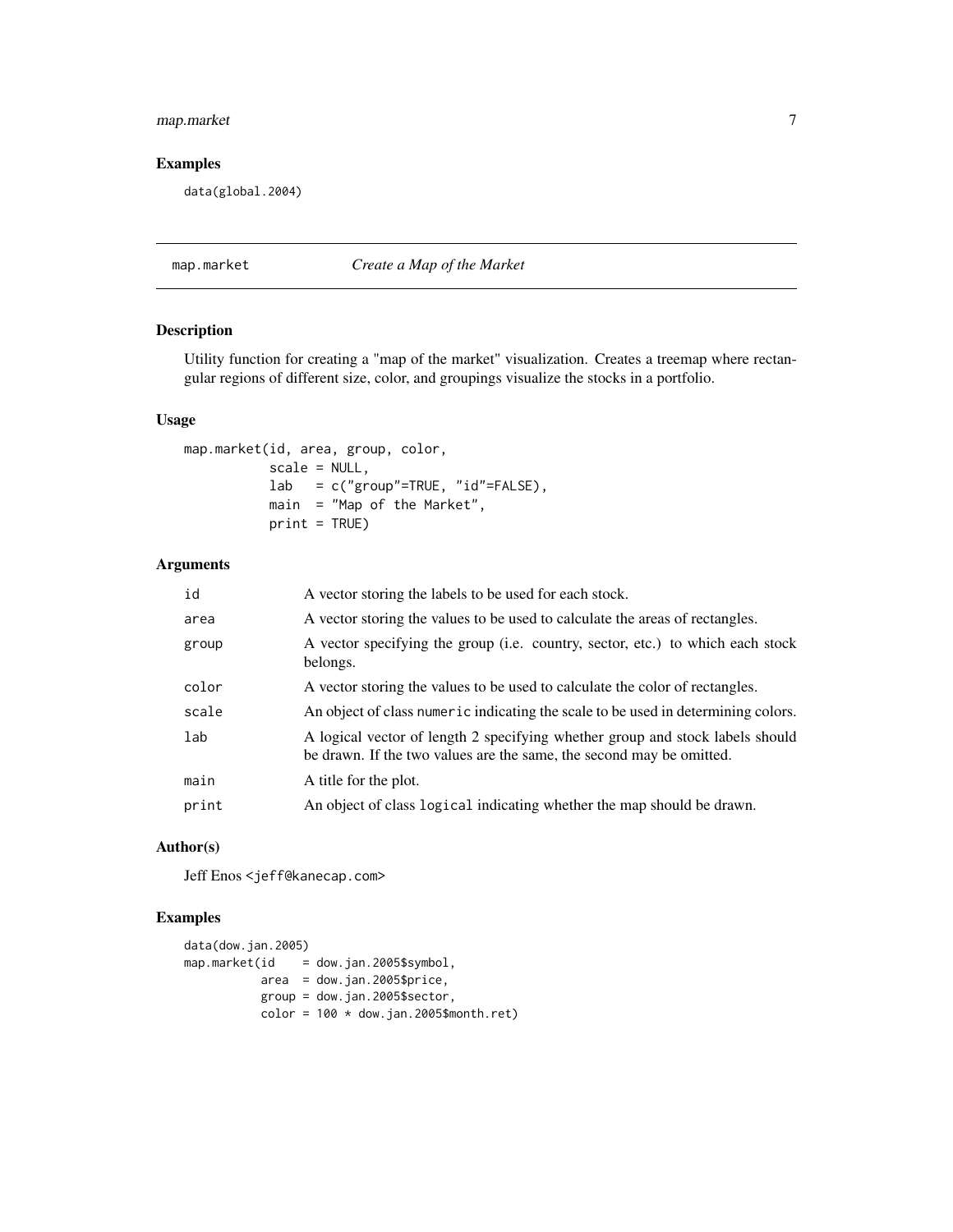## Examples

```
data(global.2004)
```

---

map.market *Create a Map of the Market*

---

## Description

Utility function for creating a "map of the market" visualization. Creates a treemap where rectangular regions of different size, color, and groupings visualize the stocks in a portfolio.

## Usage

```
map.market(id, area, group, color,
           scale = NULL,
           lab   = c("group"=TRUE, "id"=FALSE),
           main  = "Map of the Market",
           print = TRUE)
```

## Arguments

| | |
|---|---|
| id | A vector storing the labels to be used for each stock. |
| area | A vector storing the values to be used to calculate the areas of rectangles. |
| group | A vector specifying the group (i.e. country, sector, etc.) to which each stock belongs. |
| color | A vector storing the values to be used to calculate the color of rectangles. |
| scale | An object of class `numeric` indicating the scale to be used in determining colors. |
| lab | A logical vector of length 2 specifying whether group and stock labels should be drawn. If the two values are the same, the second may be omitted. |
| main | A title for the plot. |
| print | An object of class `logical` indicating whether the map should be drawn. |

## Author(s)

Jeff Enos <jeff@kanecap.com>

## Examples

```
data(dow.jan.2005)
map.market(id    = dow.jan.2005$symbol,
           area  = dow.jan.2005$price,
           group = dow.jan.2005$sector,
           color = 100 * dow.jan.2005$month.ret)
```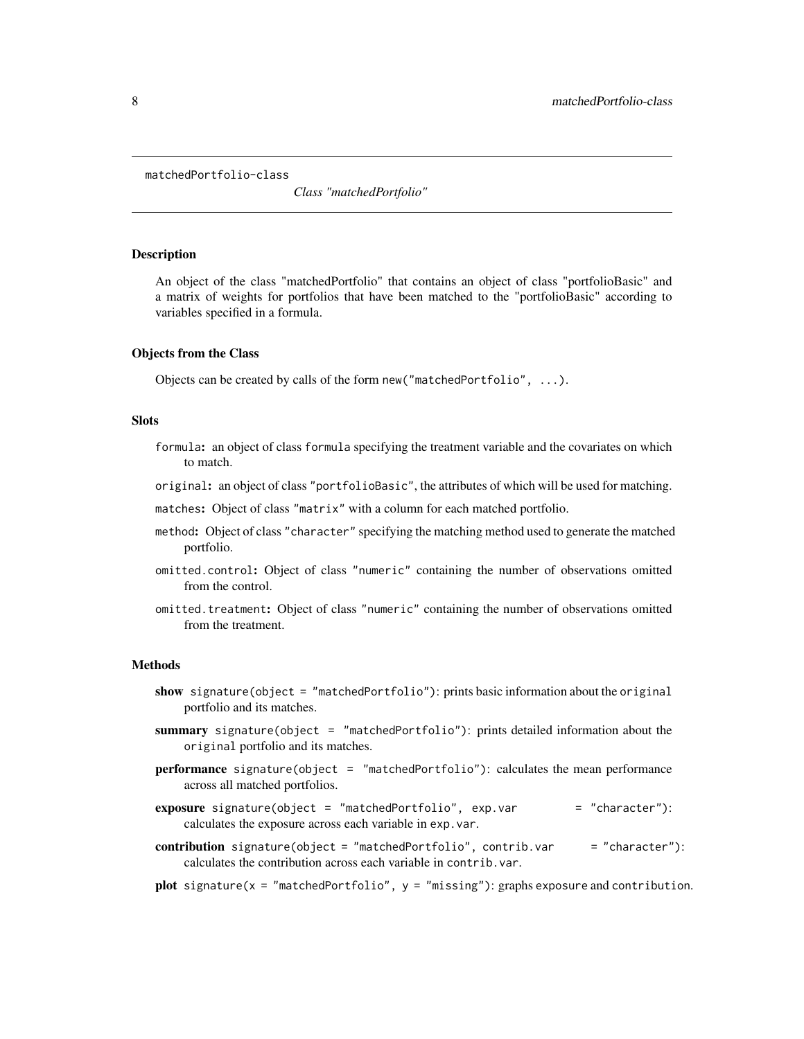`matchedPortfolio-class`    *Class "matchedPortfolio"*

### Description

An object of the class "matchedPortfolio" that contains an object of class "portfolioBasic" and a matrix of weights for portfolios that have been matched to the "portfolioBasic" according to variables specified in a formula.

### Objects from the Class

Objects can be created by calls of the form `new("matchedPortfolio", ...)`.

### Slots

- `formula`: an object of class `formula` specifying the treatment variable and the covariates on which to match.
- `original`: an object of class `"portfolioBasic"`, the attributes of which will be used for matching.
- `matches`: Object of class `"matrix"` with a column for each matched portfolio.
- `method`: Object of class `"character"` specifying the matching method used to generate the matched portfolio.
- `omitted.control`: Object of class `"numeric"` containing the number of observations omitted from the control.
- `omitted.treatment`: Object of class `"numeric"` containing the number of observations omitted from the treatment.

### Methods

- **show** `signature(object = "matchedPortfolio")`: prints basic information about the `original` portfolio and its matches.
- **summary** `signature(object = "matchedPortfolio")`: prints detailed information about the `original` portfolio and its matches.
- **performance** `signature(object = "matchedPortfolio")`: calculates the mean performance across all matched portfolios.
- **exposure** `signature(object = "matchedPortfolio", exp.var = "character")`: calculates the exposure across each variable in `exp.var`.
- **contribution** `signature(object = "matchedPortfolio", contrib.var = "character")`: calculates the contribution across each variable in `contrib.var`.
- **plot** `signature(x = "matchedPortfolio", y = "missing")`: graphs `exposure` and `contribution`.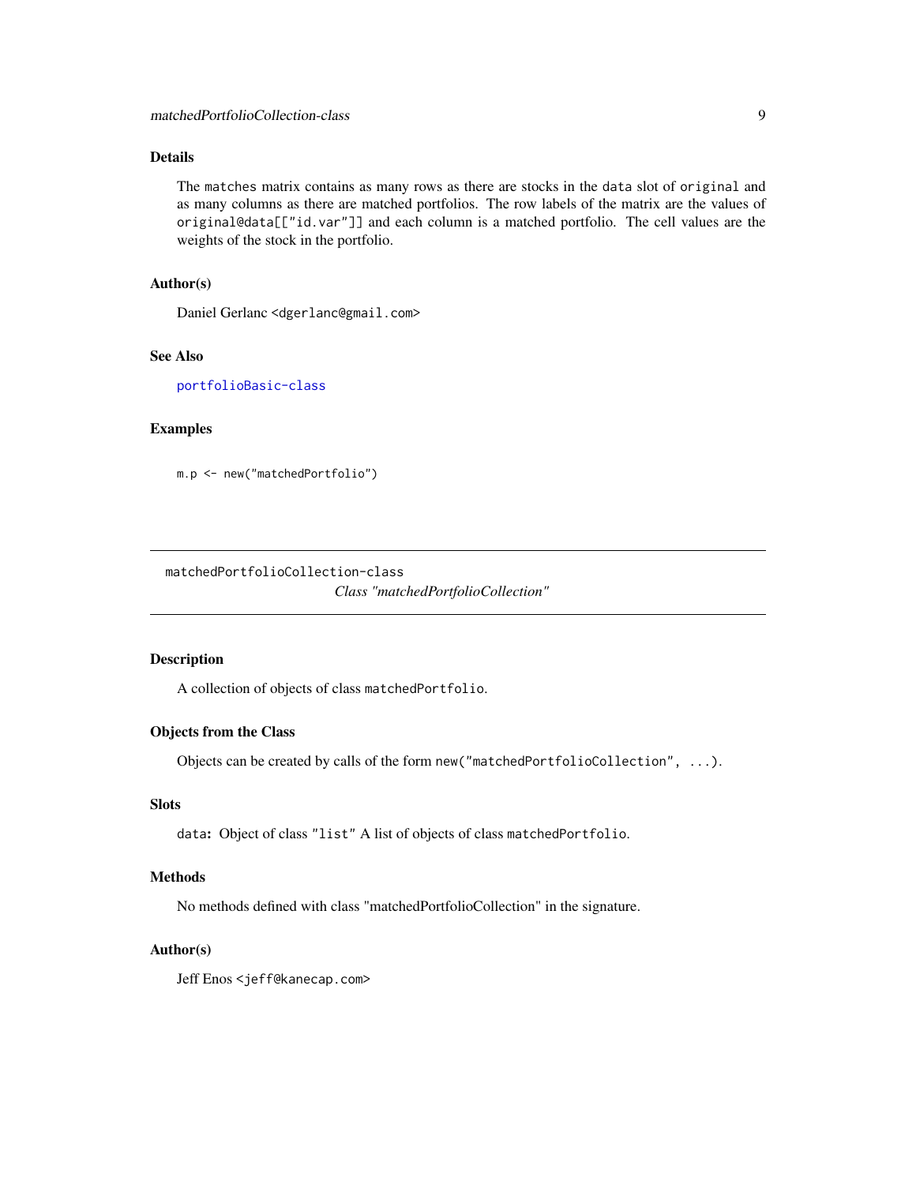### Details

The `matches` matrix contains as many rows as there are stocks in the `data` slot of `original` and as many columns as there are matched portfolios. The row labels of the matrix are the values of `original@data[["id.var"]]` and each column is a matched portfolio. The cell values are the weights of the stock in the portfolio.

### Author(s)

Daniel Gerlanc <dgerlanc@gmail.com>

### See Also

portfolioBasic-class

### Examples

```
m.p <- new("matchedPortfolio")
```

---

## matchedPortfolioCollection-class

*Class "matchedPortfolioCollection"*

---

### Description

A collection of objects of class `matchedPortfolio`.

### Objects from the Class

Objects can be created by calls of the form `new("matchedPortfolioCollection", ...)`.

### Slots

**data:** Object of class `"list"` A list of objects of class `matchedPortfolio`.

### Methods

No methods defined with class "matchedPortfolioCollection" in the signature.

### Author(s)

Jeff Enos <jeff@kanecap.com>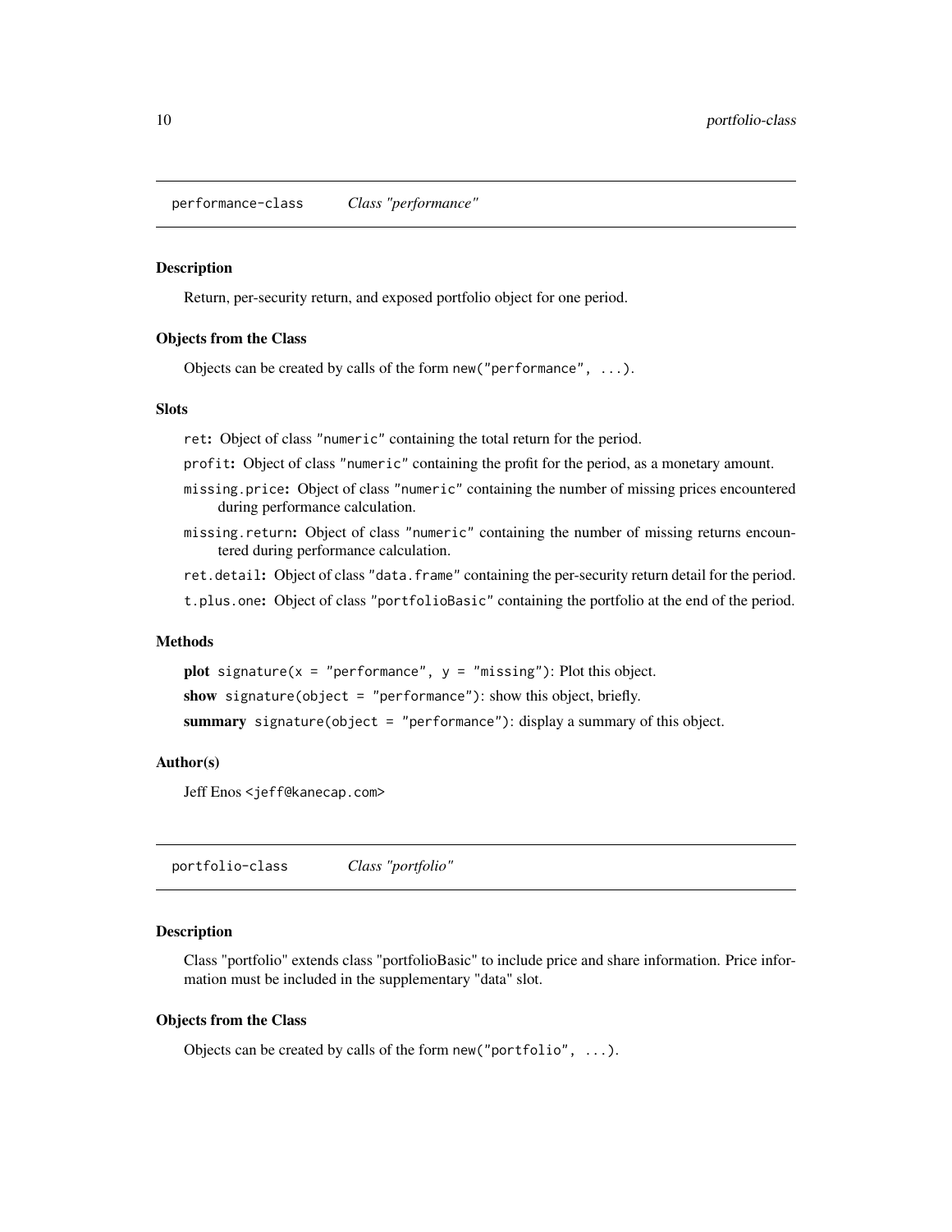## performance-class *Class "performance"*

### Description

Return, per-security return, and exposed portfolio object for one period.

### Objects from the Class

Objects can be created by calls of the form `new("performance", ...)`.

### Slots

- `ret`: Object of class `"numeric"` containing the total return for the period.
- `profit`: Object of class `"numeric"` containing the profit for the period, as a monetary amount.
- `missing.price`: Object of class `"numeric"` containing the number of missing prices encountered during performance calculation.
- `missing.return`: Object of class `"numeric"` containing the number of missing returns encountered during performance calculation.
- `ret.detail`: Object of class `"data.frame"` containing the per-security return detail for the period.
- `t.plus.one`: Object of class `"portfolioBasic"` containing the portfolio at the end of the period.

### Methods

**plot** `signature(x = "performance", y = "missing")`: Plot this object.

**show** `signature(object = "performance")`: show this object, briefly.

**summary** `signature(object = "performance")`: display a summary of this object.

### Author(s)

Jeff Enos <jeff@kanecap.com>

## portfolio-class *Class "portfolio"*

### Description

Class "portfolio" extends class "portfolioBasic" to include price and share information. Price information must be included in the supplementary "data" slot.

### Objects from the Class

Objects can be created by calls of the form `new("portfolio", ...)`.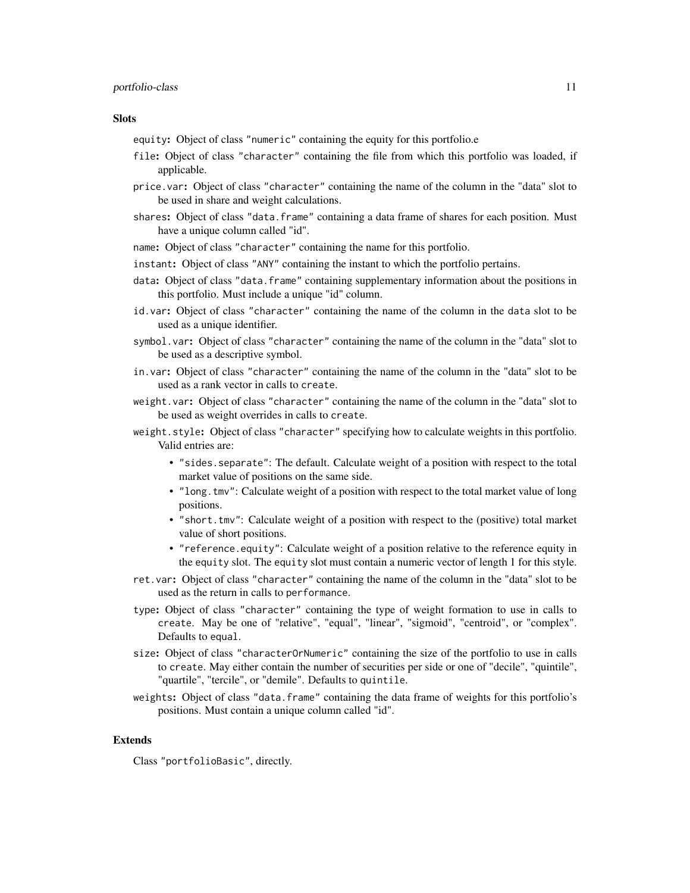## Slots

`equity`: Object of class `"numeric"` containing the equity for this portfolio.e

`file`: Object of class `"character"` containing the file from which this portfolio was loaded, if applicable.

`price.var`: Object of class `"character"` containing the name of the column in the "data" slot to be used in share and weight calculations.

`shares`: Object of class `"data.frame"` containing a data frame of shares for each position. Must have a unique column called "id".

`name`: Object of class `"character"` containing the name for this portfolio.

`instant`: Object of class `"ANY"` containing the instant to which the portfolio pertains.

`data`: Object of class `"data.frame"` containing supplementary information about the positions in this portfolio. Must include a unique "id" column.

`id.var`: Object of class `"character"` containing the name of the column in the `data` slot to be used as a unique identifier.

`symbol.var`: Object of class `"character"` containing the name of the column in the "data" slot to be used as a descriptive symbol.

`in.var`: Object of class `"character"` containing the name of the column in the "data" slot to be used as a rank vector in calls to `create`.

`weight.var`: Object of class `"character"` containing the name of the column in the "data" slot to be used as weight overrides in calls to `create`.

`weight.style`: Object of class `"character"` specifying how to calculate weights in this portfolio. Valid entries are:

- `"sides.separate"`: The default. Calculate weight of a position with respect to the total market value of positions on the same side.
- `"long.tmv"`: Calculate weight of a position with respect to the total market value of long positions.
- `"short.tmv"`: Calculate weight of a position with respect to the (positive) total market value of short positions.
- `"reference.equity"`: Calculate weight of a position relative to the reference equity in the `equity` slot. The `equity` slot must contain a numeric vector of length 1 for this style.

`ret.var`: Object of class `"character"` containing the name of the column in the "data" slot to be used as the return in calls to `performance`.

`type`: Object of class `"character"` containing the type of weight formation to use in calls to `create`. May be one of "relative", "equal", "linear", "sigmoid", "centroid", or "complex". Defaults to `equal`.

`size`: Object of class `"characterOrNumeric"` containing the size of the portfolio to use in calls to `create`. May either contain the number of securities per side or one of "decile", "quintile", "quartile", "tercile", or "demile". Defaults to `quintile`.

`weights`: Object of class `"data.frame"` containing the data frame of weights for this portfolio's positions. Must contain a unique column called "id".

## Extends

Class `"portfolioBasic"`, directly.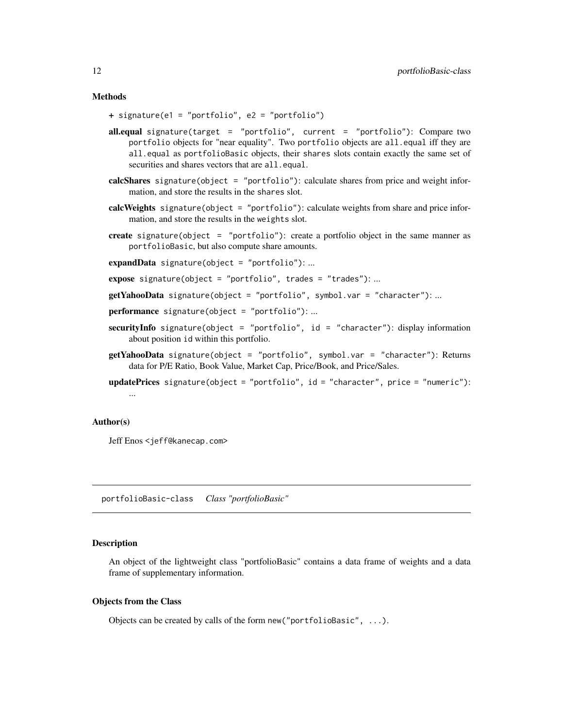### Methods

**+** `signature(e1 = "portfolio", e2 = "portfolio")`

**all.equal** `signature(target = "portfolio", current = "portfolio")`: Compare two `portfolio` objects for "near equality". Two `portfolio` objects are `all.equal` iff they are `all.equal` as `portfolioBasic` objects, their `shares` slots contain exactly the same set of securities and shares vectors that are `all.equal`.

**calcShares** `signature(object = "portfolio")`: calculate shares from price and weight information, and store the results in the `shares` slot.

**calcWeights** `signature(object = "portfolio")`: calculate weights from share and price information, and store the results in the `weights` slot.

**create** `signature(object = "portfolio")`: create a portfolio object in the same manner as `portfolioBasic`, but also compute share amounts.

**expandData** `signature(object = "portfolio")`: ...

**expose** `signature(object = "portfolio", trades = "trades")`: ...

**getYahooData** `signature(object = "portfolio", symbol.var = "character")`: ...

**performance** `signature(object = "portfolio")`: ...

**securityInfo** `signature(object = "portfolio", id = "character")`: display information about position `id` within this portfolio.

**getYahooData** `signature(object = "portfolio", symbol.var = "character")`: Returns data for P/E Ratio, Book Value, Market Cap, Price/Book, and Price/Sales.

**updatePrices** `signature(object = "portfolio", id = "character", price = "numeric")`: ...

### Author(s)

Jeff Enos <jeff@kanecap.com>

---

## portfolioBasic-class *Class "portfolioBasic"*

---

### Description

An object of the lightweight class "portfolioBasic" contains a data frame of weights and a data frame of supplementary information.

### Objects from the Class

Objects can be created by calls of the form `new("portfolioBasic", ...)`.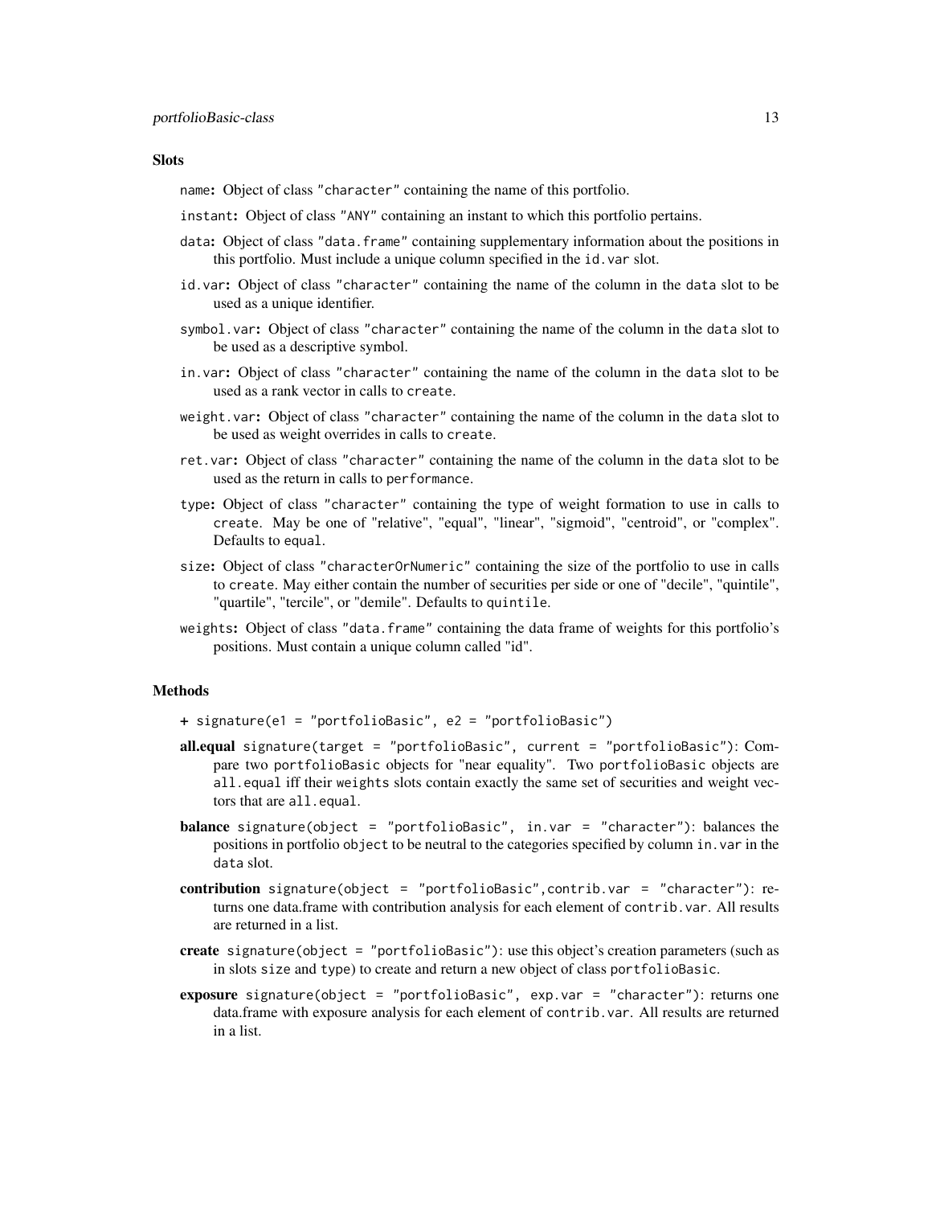### Slots

- `name`: Object of class `"character"` containing the name of this portfolio.
- `instant`: Object of class `"ANY"` containing an instant to which this portfolio pertains.
- `data`: Object of class `"data.frame"` containing supplementary information about the positions in this portfolio. Must include a unique column specified in the `id.var` slot.
- `id.var`: Object of class `"character"` containing the name of the column in the `data` slot to be used as a unique identifier.
- `symbol.var`: Object of class `"character"` containing the name of the column in the `data` slot to be used as a descriptive symbol.
- `in.var`: Object of class `"character"` containing the name of the column in the `data` slot to be used as a rank vector in calls to `create`.
- `weight.var`: Object of class `"character"` containing the name of the column in the `data` slot to be used as weight overrides in calls to `create`.
- `ret.var`: Object of class `"character"` containing the name of the column in the `data` slot to be used as the return in calls to `performance`.
- `type`: Object of class `"character"` containing the type of weight formation to use in calls to `create`. May be one of "relative", "equal", "linear", "sigmoid", "centroid", or "complex". Defaults to `equal`.
- `size`: Object of class `"characterOrNumeric"` containing the size of the portfolio to use in calls to `create`. May either contain the number of securities per side or one of "decile", "quintile", "quartile", "tercile", or "demile". Defaults to `quintile`.
- `weights`: Object of class `"data.frame"` containing the data frame of weights for this portfolio's positions. Must contain a unique column called "id".

### Methods

- **+** `signature(e1 = "portfolioBasic", e2 = "portfolioBasic")`
- **all.equal** `signature(target = "portfolioBasic", current = "portfolioBasic")`: Compare two `portfolioBasic` objects for "near equality". Two `portfolioBasic` objects are `all.equal` iff their `weights` slots contain exactly the same set of securities and weight vectors that are `all.equal`.
- **balance** `signature(object = "portfolioBasic", in.var = "character")`: balances the positions in portfolio `object` to be neutral to the categories specified by column `in.var` in the `data` slot.
- **contribution** `signature(object = "portfolioBasic",contrib.var = "character")`: returns one data.frame with contribution analysis for each element of `contrib.var`. All results are returned in a list.
- **create** `signature(object = "portfolioBasic")`: use this object's creation parameters (such as in slots `size` and `type`) to create and return a new object of class `portfolioBasic`.
- **exposure** `signature(object = "portfolioBasic", exp.var = "character")`: returns one data.frame with exposure analysis for each element of `contrib.var`. All results are returned in a list.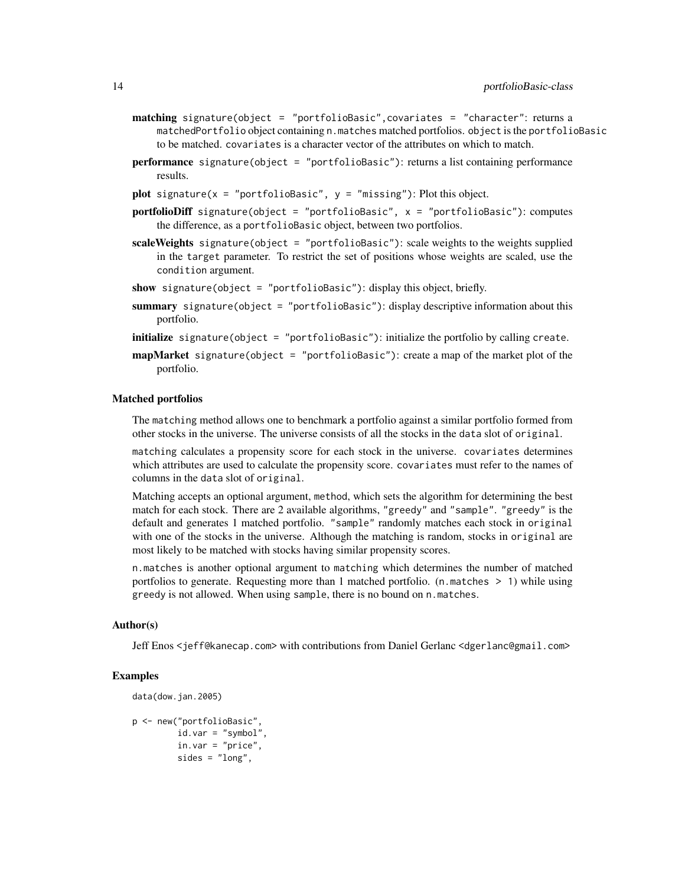**matching** `signature(object = "portfolioBasic",covariates = "character"`: returns a `matchedPortfolio` object containing `n.matches` matched portfolios. `object` is the `portfolioBasic` to be matched. `covariates` is a character vector of the attributes on which to match.

**performance** `signature(object = "portfolioBasic")`: returns a list containing performance results.

**plot** `signature(x = "portfolioBasic", y = "missing")`: Plot this object.

**portfolioDiff** `signature(object = "portfolioBasic", x = "portfolioBasic")`: computes the difference, as a `portfolioBasic` object, between two portfolios.

**scaleWeights** `signature(object = "portfolioBasic")`: scale weights to the weights supplied in the `target` parameter. To restrict the set of positions whose weights are scaled, use the `condition` argument.

**show** `signature(object = "portfolioBasic")`: display this object, briefly.

**summary** `signature(object = "portfolioBasic")`: display descriptive information about this portfolio.

**initialize** `signature(object = "portfolioBasic")`: initialize the portfolio by calling `create`.

**mapMarket** `signature(object = "portfolioBasic")`: create a map of the market plot of the portfolio.

### Matched portfolios

The `matching` method allows one to benchmark a portfolio against a similar portfolio formed from other stocks in the universe. The universe consists of all the stocks in the `data` slot of `original`.

`matching` calculates a propensity score for each stock in the universe. `covariates` determines which attributes are used to calculate the propensity score. `covariates` must refer to the names of columns in the `data` slot of `original`.

Matching accepts an optional argument, `method`, which sets the algorithm for determining the best match for each stock. There are 2 available algorithms, `"greedy"` and `"sample"`. `"greedy"` is the default and generates 1 matched portfolio. `"sample"` randomly matches each stock in `original` with one of the stocks in the universe. Although the matching is random, stocks in `original` are most likely to be matched with stocks having similar propensity scores.

`n.matches` is another optional argument to `matching` which determines the number of matched portfolios to generate. Requesting more than 1 matched portfolio. (`n.matches > 1`) while using `greedy` is not allowed. When using `sample`, there is no bound on `n.matches`.

### Author(s)

Jeff Enos <jeff@kanecap.com> with contributions from Daniel Gerlanc <dgerlanc@gmail.com>

### Examples

```
data(dow.jan.2005)

p <- new("portfolioBasic",
         id.var = "symbol",
         in.var = "price",
         sides = "long",
```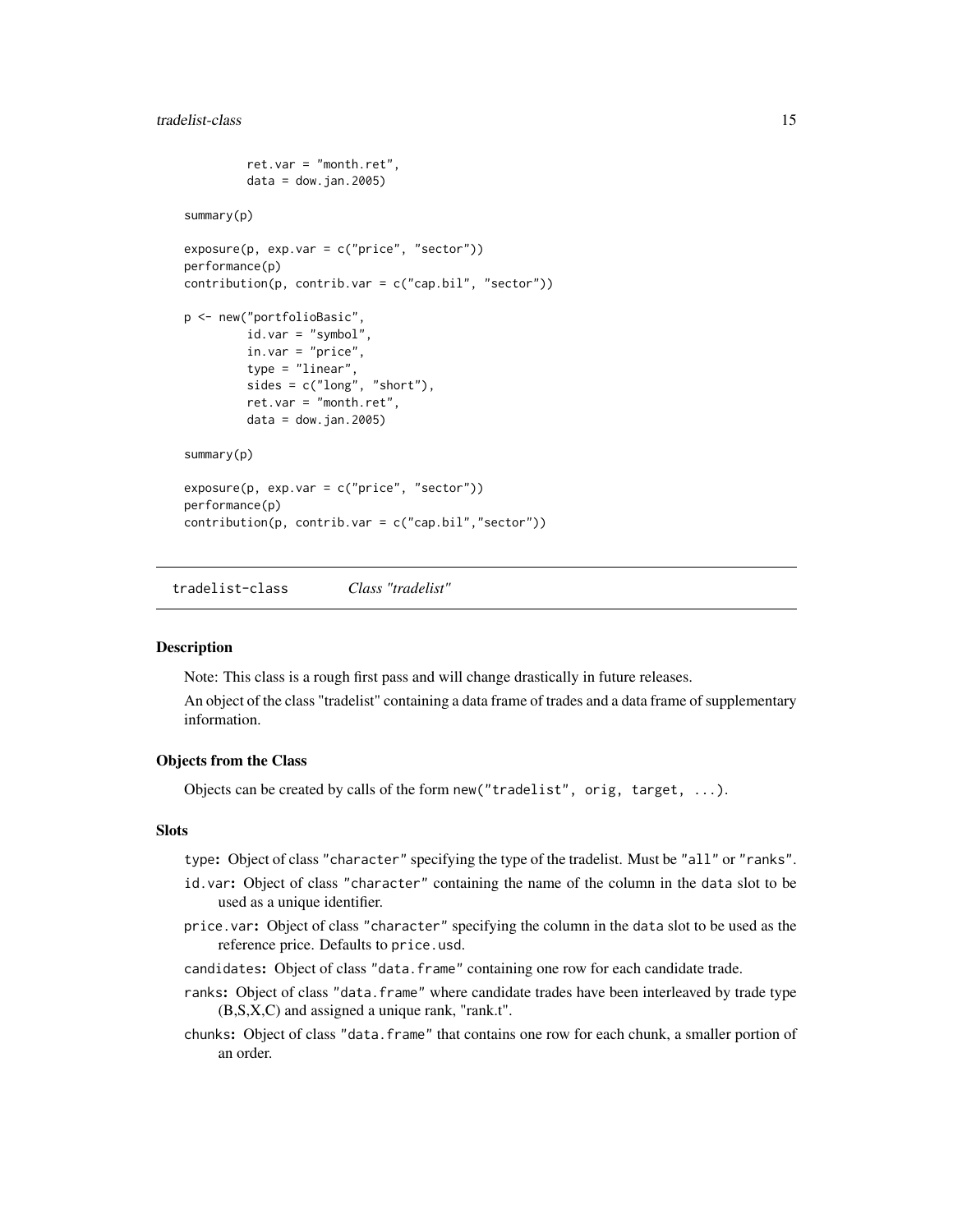```
         ret.var = "month.ret",
         data = dow.jan.2005)

summary(p)

exposure(p, exp.var = c("price", "sector"))
performance(p)
contribution(p, contrib.var = c("cap.bil", "sector"))

p <- new("portfolioBasic",
         id.var = "symbol",
         in.var = "price",
         type = "linear",
         sides = c("long", "short"),
         ret.var = "month.ret",
         data = dow.jan.2005)

summary(p)

exposure(p, exp.var = c("price", "sector"))
performance(p)
contribution(p, contrib.var = c("cap.bil","sector"))
```

## tradelist-class — *Class "tradelist"*

### Description

Note: This class is a rough first pass and will change drastically in future releases.

An object of the class "tradelist" containing a data frame of trades and a data frame of supplementary information.

### Objects from the Class

Objects can be created by calls of the form `new("tradelist", orig, target, ...)`.

### Slots

- `type`: Object of class `"character"` specifying the type of the tradelist. Must be `"all"` or `"ranks"`.
- `id.var`: Object of class `"character"` containing the name of the column in the `data` slot to be used as a unique identifier.
- `price.var`: Object of class `"character"` specifying the column in the `data` slot to be used as the reference price. Defaults to `price.usd`.
- `candidates`: Object of class `"data.frame"` containing one row for each candidate trade.
- `ranks`: Object of class `"data.frame"` where candidate trades have been interleaved by trade type (B,S,X,C) and assigned a unique rank, "rank.t".
- `chunks`: Object of class `"data.frame"` that contains one row for each chunk, a smaller portion of an order.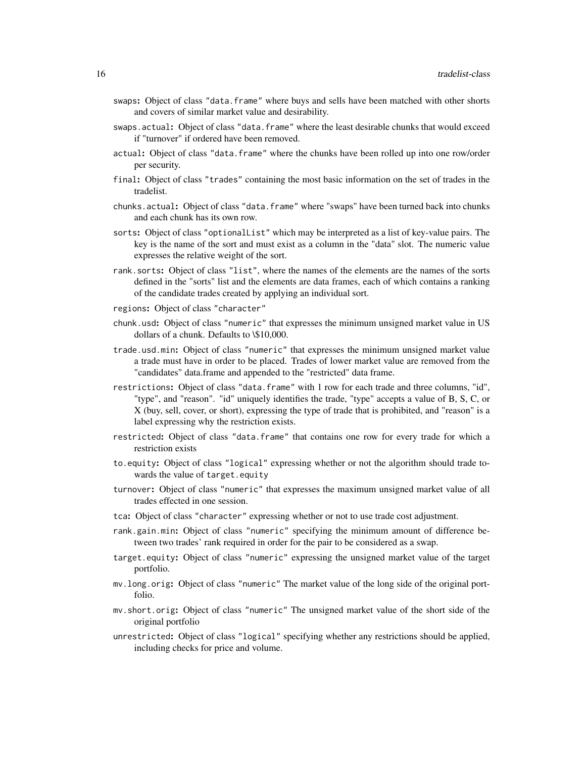**swaps**: Object of class "data.frame" where buys and sells have been matched with other shorts and covers of similar market value and desirability.

**swaps.actual**: Object of class "data.frame" where the least desirable chunks that would exceed if "turnover" if ordered have been removed.

**actual**: Object of class "data.frame" where the chunks have been rolled up into one row/order per security.

**final**: Object of class "trades" containing the most basic information on the set of trades in the tradelist.

**chunks.actual**: Object of class "data.frame" where "swaps" have been turned back into chunks and each chunk has its own row.

**sorts**: Object of class "optionalList" which may be interpreted as a list of key-value pairs. The key is the name of the sort and must exist as a column in the "data" slot. The numeric value expresses the relative weight of the sort.

**rank.sorts**: Object of class "list", where the names of the elements are the names of the sorts defined in the "sorts" list and the elements are data frames, each of which contains a ranking of the candidate trades created by applying an individual sort.

**regions**: Object of class "character"

**chunk.usd**: Object of class "numeric" that expresses the minimum unsigned market value in US dollars of a chunk. Defaults to \$10,000.

**trade.usd.min**: Object of class "numeric" that expresses the minimum unsigned market value a trade must have in order to be placed. Trades of lower market value are removed from the "candidates" data.frame and appended to the "restricted" data frame.

**restrictions**: Object of class "data.frame" with 1 row for each trade and three columns, "id", "type", and "reason". "id" uniquely identifies the trade, "type" accepts a value of B, S, C, or X (buy, sell, cover, or short), expressing the type of trade that is prohibited, and "reason" is a label expressing why the restriction exists.

**restricted**: Object of class "data.frame" that contains one row for every trade for which a restriction exists

**to.equity**: Object of class "logical" expressing whether or not the algorithm should trade towards the value of `target.equity`

**turnover**: Object of class "numeric" that expresses the maximum unsigned market value of all trades effected in one session.

**tca**: Object of class "character" expressing whether or not to use trade cost adjustment.

**rank.gain.min**: Object of class "numeric" specifying the minimum amount of difference between two trades' rank required in order for the pair to be considered as a swap.

**target.equity**: Object of class "numeric" expressing the unsigned market value of the target portfolio.

**mv.long.orig**: Object of class "numeric" The market value of the long side of the original portfolio.

**mv.short.orig**: Object of class "numeric" The unsigned market value of the short side of the original portfolio

**unrestricted**: Object of class "logical" specifying whether any restrictions should be applied, including checks for price and volume.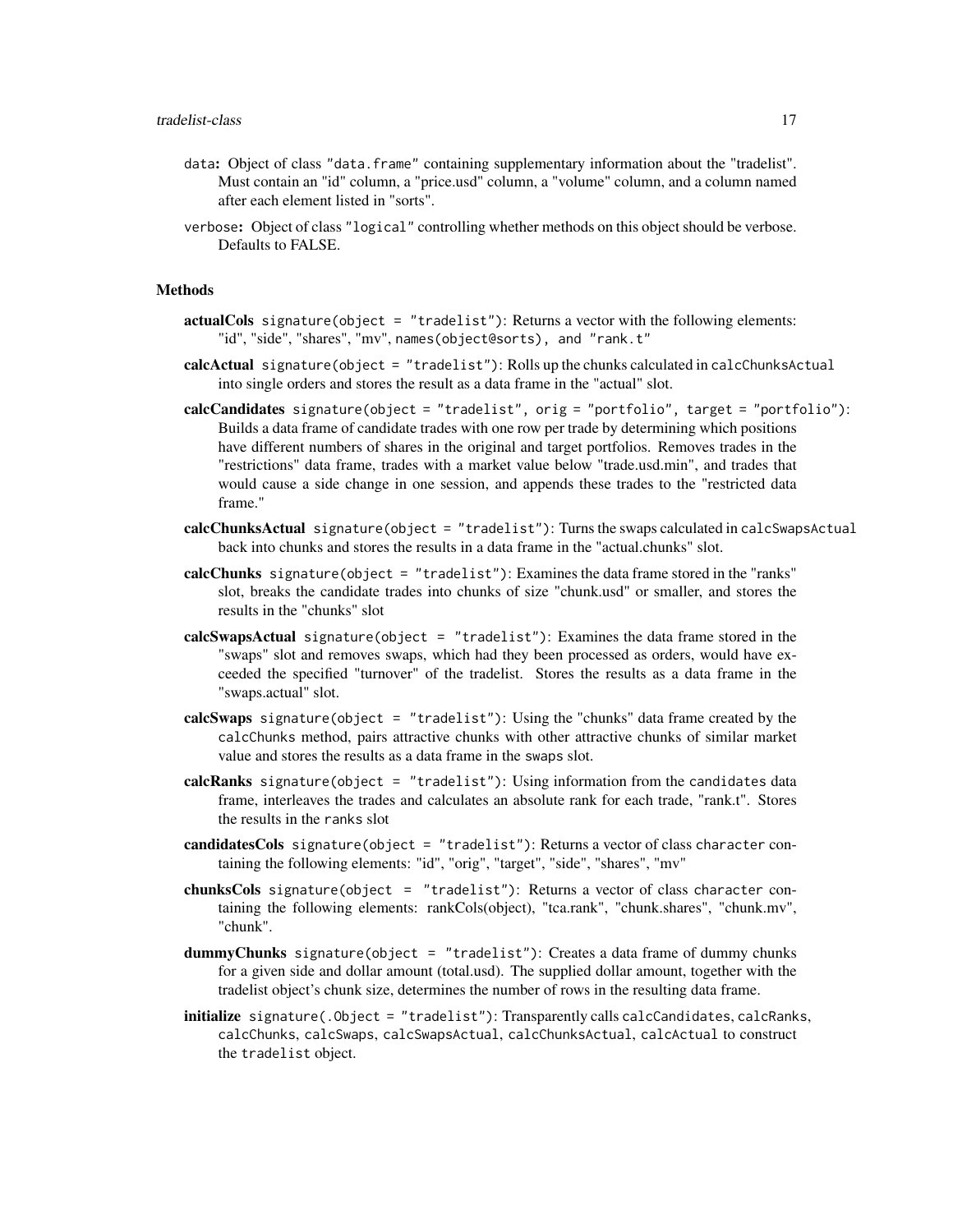data: Object of class "data.frame" containing supplementary information about the "tradelist". Must contain an "id" column, a "price.usd" column, a "volume" column, and a column named after each element listed in "sorts".

verbose: Object of class "logical" controlling whether methods on this object should be verbose. Defaults to FALSE.

### Methods

**actualCols** `signature(object = "tradelist")`: Returns a vector with the following elements: "id", "side", "shares", "mv", `names(object@sorts), and "rank.t"`

**calcActual** `signature(object = "tradelist")`: Rolls up the chunks calculated in `calcChunksActual` into single orders and stores the result as a data frame in the "actual" slot.

**calcCandidates** `signature(object = "tradelist", orig = "portfolio", target = "portfolio")`: Builds a data frame of candidate trades with one row per trade by determining which positions have different numbers of shares in the original and target portfolios. Removes trades in the "restrictions" data frame, trades with a market value below "trade.usd.min", and trades that would cause a side change in one session, and appends these trades to the "restricted data frame."

**calcChunksActual** `signature(object = "tradelist")`: Turns the swaps calculated in `calcSwapsActual` back into chunks and stores the results in a data frame in the "actual.chunks" slot.

**calcChunks** `signature(object = "tradelist")`: Examines the data frame stored in the "ranks" slot, breaks the candidate trades into chunks of size "chunk.usd" or smaller, and stores the results in the "chunks" slot

**calcSwapsActual** `signature(object = "tradelist")`: Examines the data frame stored in the "swaps" slot and removes swaps, which had they been processed as orders, would have exceeded the specified "turnover" of the tradelist. Stores the results as a data frame in the "swaps.actual" slot.

**calcSwaps** `signature(object = "tradelist")`: Using the "chunks" data frame created by the `calcChunks` method, pairs attractive chunks with other attractive chunks of similar market value and stores the results as a data frame in the `swaps` slot.

**calcRanks** `signature(object = "tradelist")`: Using information from the `candidates` data frame, interleaves the trades and calculates an absolute rank for each trade, "rank.t". Stores the results in the `ranks` slot

**candidatesCols** `signature(object = "tradelist")`: Returns a vector of class `character` containing the following elements: "id", "orig", "target", "side", "shares", "mv"

**chunksCols** `signature(object = "tradelist")`: Returns a vector of class `character` containing the following elements: rankCols(object), "tca.rank", "chunk.shares", "chunk.mv", "chunk".

**dummyChunks** `signature(object = "tradelist")`: Creates a data frame of dummy chunks for a given side and dollar amount (total.usd). The supplied dollar amount, together with the tradelist object's chunk size, determines the number of rows in the resulting data frame.

**initialize** `signature(.Object = "tradelist")`: Transparently calls `calcCandidates`, `calcRanks`, `calcChunks`, `calcSwaps`, `calcSwapsActual`, `calcChunksActual`, `calcActual` to construct the `tradelist` object.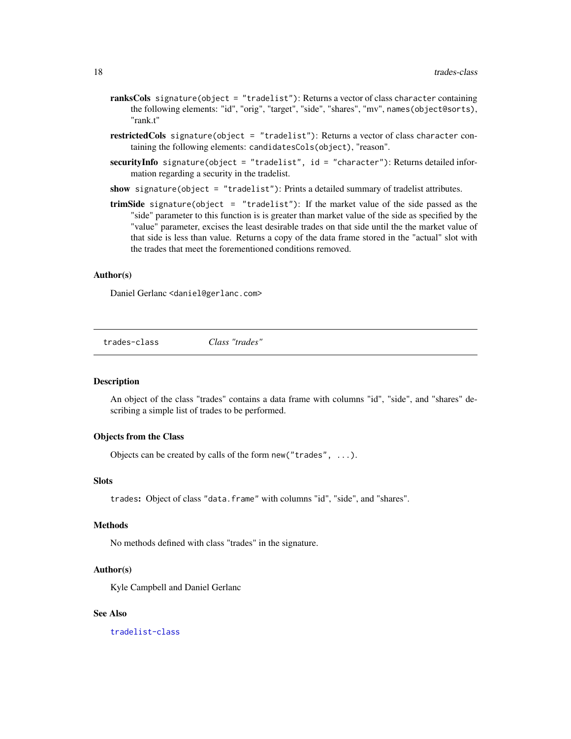**ranksCols** `signature(object = "tradelist")`: Returns a vector of class `character` containing the following elements: "id", "orig", "target", "side", "shares", "mv", `names(object@sorts)`, "rank.t"

**restrictedCols** `signature(object = "tradelist")`: Returns a vector of class `character` containing the following elements: `candidatesCols(object)`, "reason".

**securityInfo** `signature(object = "tradelist", id = "character")`: Returns detailed information regarding a security in the tradelist.

**show** `signature(object = "tradelist")`: Prints a detailed summary of tradelist attributes.

**trimSide** `signature(object = "tradelist")`: If the market value of the side passed as the "side" parameter to this function is is greater than market value of the side as specified by the "value" parameter, excises the least desirable trades on that side until the the market value of that side is less than value. Returns a copy of the data frame stored in the "actual" slot with the trades that meet the forementioned conditions removed.

### Author(s)

Daniel Gerlanc <daniel@gerlanc.com>

---

## trades-class — *Class "trades"*

### Description

An object of the class "trades" contains a data frame with columns "id", "side", and "shares" describing a simple list of trades to be performed.

### Objects from the Class

Objects can be created by calls of the form `new("trades", ...)`.

### Slots

`trades`: Object of class `"data.frame"` with columns "id", "side", and "shares".

### Methods

No methods defined with class "trades" in the signature.

### Author(s)

Kyle Campbell and Daniel Gerlanc

### See Also

tradelist-class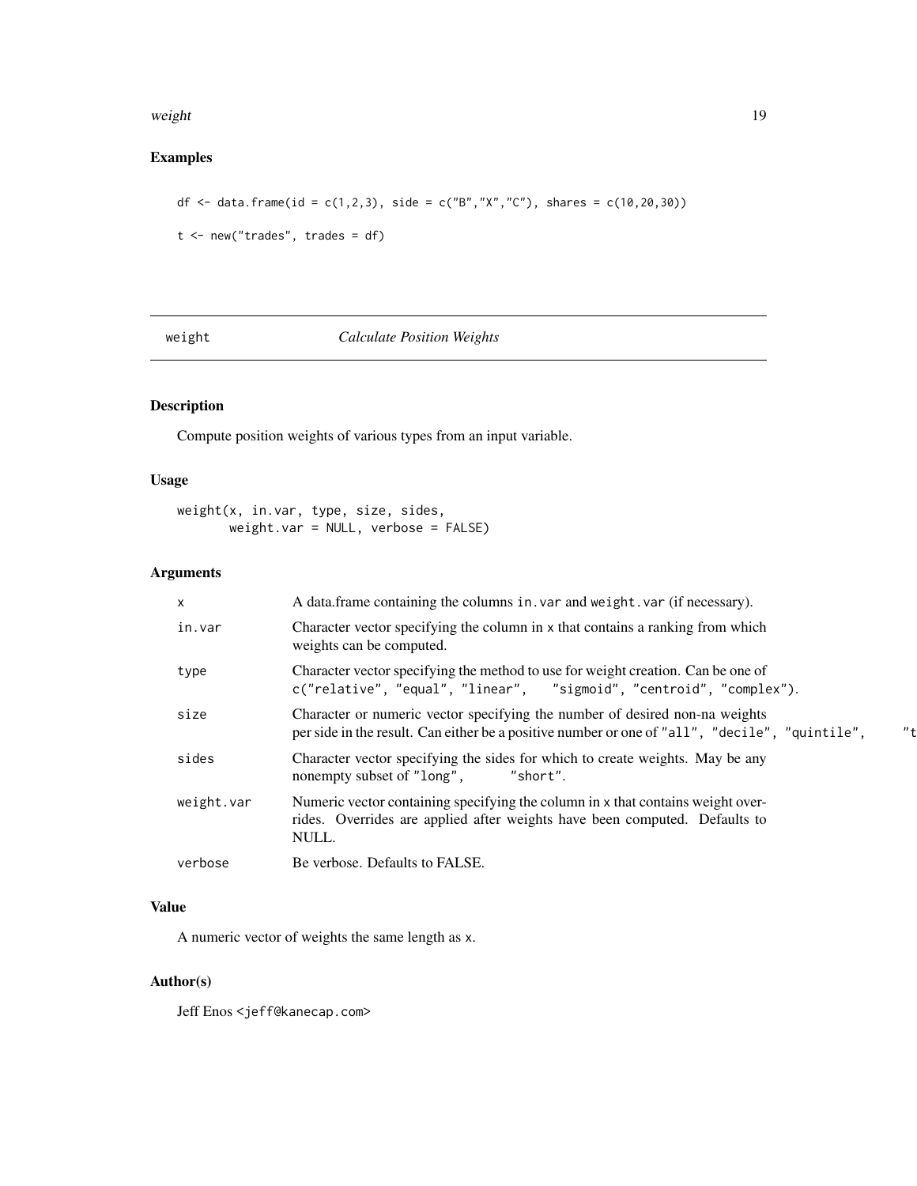## Examples

```
df <- data.frame(id = c(1,2,3), side = c("B","X","C"), shares = c(10,20,30))

t <- new("trades", trades = df)
```

---

# weight — *Calculate Position Weights*

## Description

Compute position weights of various types from an input variable.

## Usage

```
weight(x, in.var, type, size, sides,
       weight.var = NULL, verbose = FALSE)
```

## Arguments

| | |
|---|---|
| x | A data.frame containing the columns `in.var` and `weight.var` (if necessary). |
| in.var | Character vector specifying the column in `x` that contains a ranking from which weights can be computed. |
| type | Character vector specifying the method to use for weight creation. Can be one of `c("relative", "equal", "linear", "sigmoid", "centroid", "complex")`. |
| size | Character or numeric vector specifying the number of desired non-na weights per side in the result. Can either be a positive number or one of `"all"`, `"decile"`, `"quintile"`, `"t` |
| sides | Character vector specifying the sides for which to create weights. May be any nonempty subset of `"long"`, `"short"`. |
| weight.var | Numeric vector containing specifying the column in `x` that contains weight overrides. Overrides are applied after weights have been computed. Defaults to NULL. |
| verbose | Be verbose. Defaults to FALSE. |

## Value

A numeric vector of weights the same length as `x`.

## Author(s)

Jeff Enos <jeff@kanecap.com>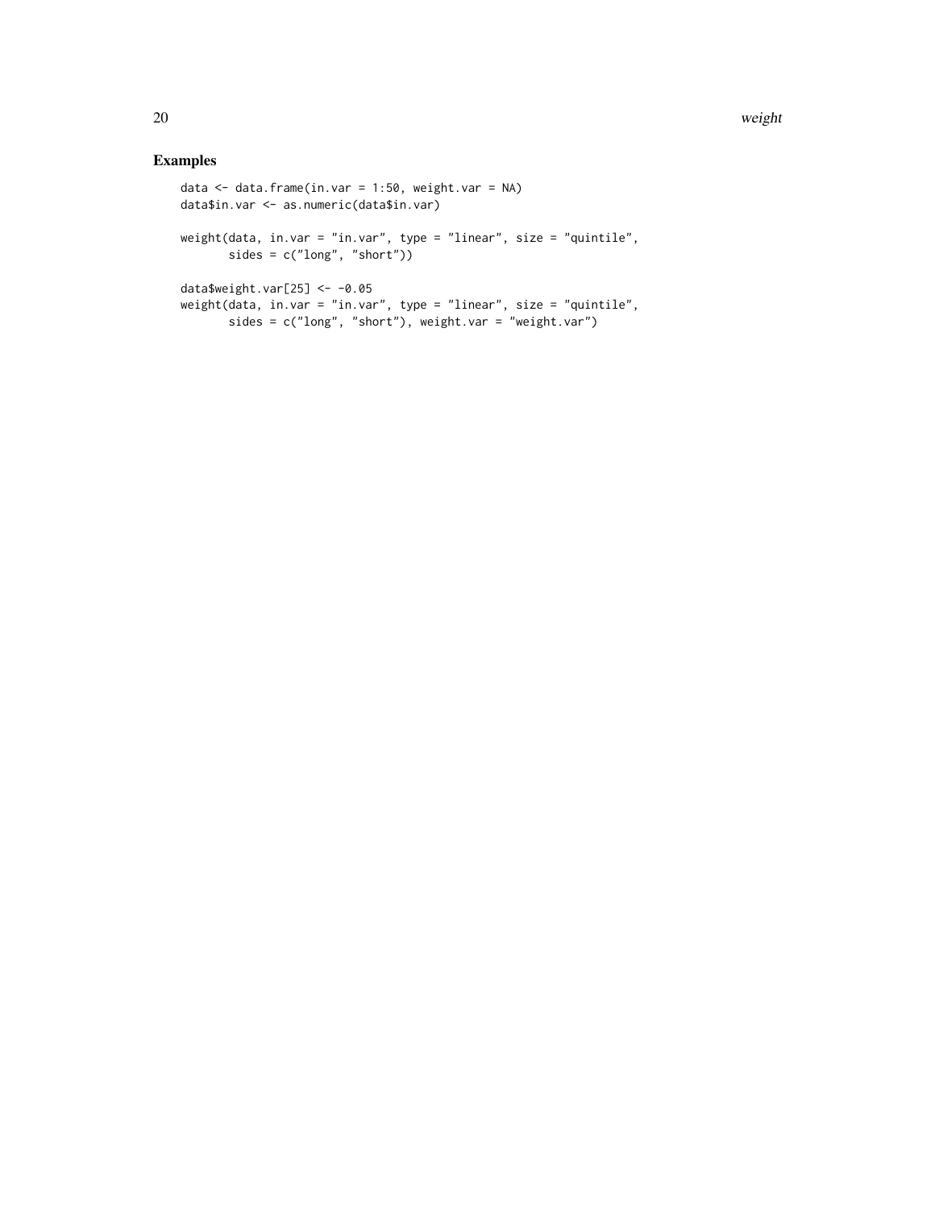## Examples

```
data <- data.frame(in.var = 1:50, weight.var = NA)
data$in.var <- as.numeric(data$in.var)

weight(data, in.var = "in.var", type = "linear", size = "quintile",
       sides = c("long", "short"))

data$weight.var[25] <- -0.05
weight(data, in.var = "in.var", type = "linear", size = "quintile",
       sides = c("long", "short"), weight.var = "weight.var")
```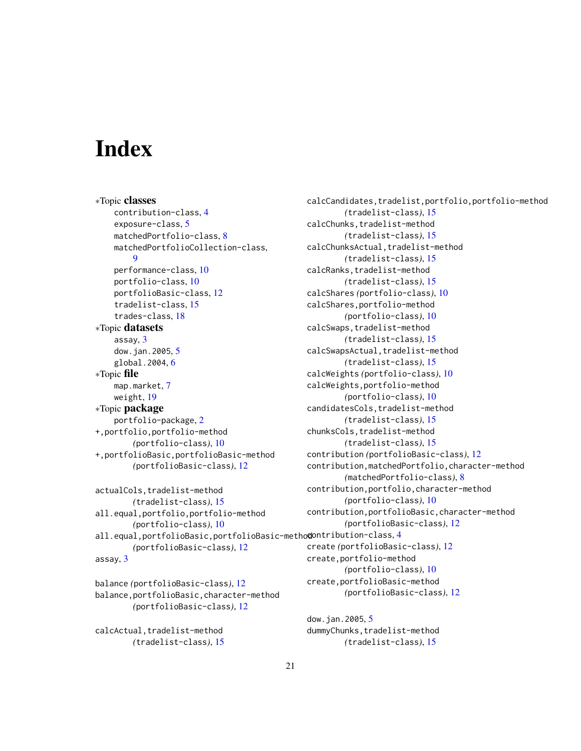# Index

∗Topic **classes**
- contribution-class, 4
- exposure-class, 5
- matchedPortfolio-class, 8
- matchedPortfolioCollection-class, 9
- performance-class, 10
- portfolio-class, 10
- portfolioBasic-class, 12
- tradelist-class, 15
- trades-class, 18

∗Topic **datasets**
- assay, 3
- dow.jan.2005, 5
- global.2004, 6

∗Topic **file**
- map.market, 7
- weight, 19

∗Topic **package**
- portfolio-package, 2

+,portfolio,portfolio-method *(*portfolio-class*)*, 10
+,portfolioBasic,portfolioBasic-method *(*portfolioBasic-class*)*, 12

actualCols,tradelist-method *(*tradelist-class*)*, 15
all.equal,portfolio,portfolio-method *(*portfolio-class*)*, 10
all.equal,portfolioBasic,portfolioBasic-method *(*portfolioBasic-class*)*, 12
assay, 3

balance *(*portfolioBasic-class*)*, 12
balance,portfolioBasic,character-method *(*portfolioBasic-class*)*, 12

calcActual,tradelist-method *(*tradelist-class*)*, 15
calcCandidates,tradelist,portfolio,portfolio-method *(*tradelist-class*)*, 15
calcChunks,tradelist-method *(*tradelist-class*)*, 15
calcChunksActual,tradelist-method *(*tradelist-class*)*, 15
calcRanks,tradelist-method *(*tradelist-class*)*, 15
calcShares *(*portfolio-class*)*, 10
calcShares,portfolio-method *(*portfolio-class*)*, 10
calcSwaps,tradelist-method *(*tradelist-class*)*, 15
calcSwapsActual,tradelist-method *(*tradelist-class*)*, 15
calcWeights *(*portfolio-class*)*, 10
calcWeights,portfolio-method *(*portfolio-class*)*, 10
candidatesCols,tradelist-method *(*tradelist-class*)*, 15
chunksCols,tradelist-method *(*tradelist-class*)*, 15
contribution *(*portfolioBasic-class*)*, 12
contribution,matchedPortfolio,character-method *(*matchedPortfolio-class*)*, 8
contribution,portfolio,character-method *(*portfolio-class*)*, 10
contribution,portfolioBasic,character-method *(*portfolioBasic-class*)*, 12
contribution-class, 4
create *(*portfolioBasic-class*)*, 12
create,portfolio-method *(*portfolio-class*)*, 10
create,portfolioBasic-method *(*portfolioBasic-class*)*, 12

dow.jan.2005, 5
dummyChunks,tradelist-method *(*tradelist-class*)*, 15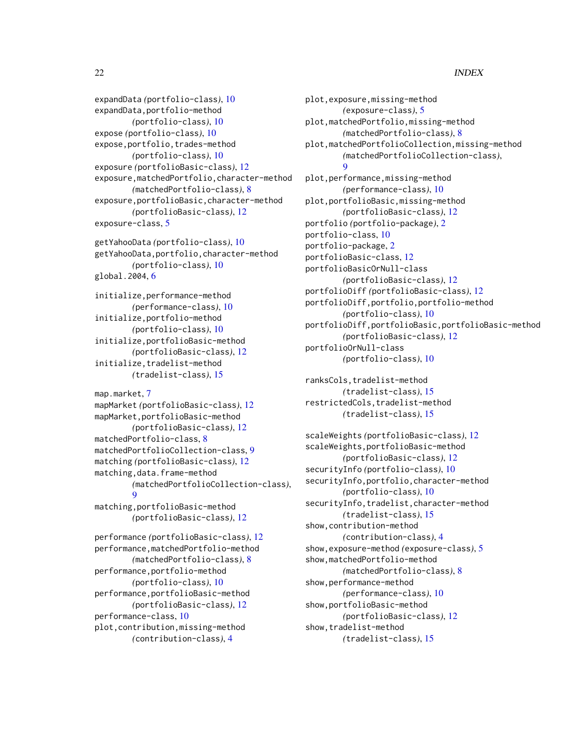expandData *(*portfolio-class*)*, 10
expandData,portfolio-method
  *(*portfolio-class*)*, 10
expose *(*portfolio-class*)*, 10
expose,portfolio,trades-method
  *(*portfolio-class*)*, 10
exposure *(*portfolioBasic-class*)*, 12
exposure,matchedPortfolio,character-method
  *(*matchedPortfolio-class*)*, 8
exposure,portfolioBasic,character-method
  *(*portfolioBasic-class*)*, 12
exposure-class, 5

getYahooData *(*portfolio-class*)*, 10
getYahooData,portfolio,character-method
  *(*portfolio-class*)*, 10
global.2004, 6

initialize,performance-method
  *(*performance-class*)*, 10
initialize,portfolio-method
  *(*portfolio-class*)*, 10
initialize,portfolioBasic-method
  *(*portfolioBasic-class*)*, 12
initialize,tradelist-method
  *(*tradelist-class*)*, 15

map.market, 7
mapMarket *(*portfolioBasic-class*)*, 12
mapMarket,portfolioBasic-method
  *(*portfolioBasic-class*)*, 12
matchedPortfolio-class, 8
matchedPortfolioCollection-class, 9
matching *(*portfolioBasic-class*)*, 12
matching,data.frame-method
  *(*matchedPortfolioCollection-class*)*, 9
matching,portfolioBasic-method
  *(*portfolioBasic-class*)*, 12

performance *(*portfolioBasic-class*)*, 12
performance,matchedPortfolio-method
  *(*matchedPortfolio-class*)*, 8
performance,portfolio-method
  *(*portfolio-class*)*, 10
performance,portfolioBasic-method
  *(*portfolioBasic-class*)*, 12
performance-class, 10
plot,contribution,missing-method
  *(*contribution-class*)*, 4
plot,exposure,missing-method
  *(*exposure-class*)*, 5
plot,matchedPortfolio,missing-method
  *(*matchedPortfolio-class*)*, 8
plot,matchedPortfolioCollection,missing-method
  *(*matchedPortfolioCollection-class*)*, 9
plot,performance,missing-method
  *(*performance-class*)*, 10
plot,portfolioBasic,missing-method
  *(*portfolioBasic-class*)*, 12
portfolio *(*portfolio-package*)*, 2
portfolio-class, 10
portfolio-package, 2
portfolioBasic-class, 12
portfolioBasicOrNull-class
  *(*portfolioBasic-class*)*, 12
portfolioDiff *(*portfolioBasic-class*)*, 12
portfolioDiff,portfolio,portfolio-method
  *(*portfolio-class*)*, 10
portfolioDiff,portfolioBasic,portfolioBasic-method
  *(*portfolioBasic-class*)*, 12
portfolioOrNull-class
  *(*portfolio-class*)*, 10

ranksCols,tradelist-method
  *(*tradelist-class*)*, 15
restrictedCols,tradelist-method
  *(*tradelist-class*)*, 15

scaleWeights *(*portfolioBasic-class*)*, 12
scaleWeights,portfolioBasic-method
  *(*portfolioBasic-class*)*, 12
securityInfo *(*portfolio-class*)*, 10
securityInfo,portfolio,character-method
  *(*portfolio-class*)*, 10
securityInfo,tradelist,character-method
  *(*tradelist-class*)*, 15
show,contribution-method
  *(*contribution-class*)*, 4
show,exposure-method *(*exposure-class*)*, 5
show,matchedPortfolio-method
  *(*matchedPortfolio-class*)*, 8
show,performance-method
  *(*performance-class*)*, 10
show,portfolioBasic-method
  *(*portfolioBasic-class*)*, 12
show,tradelist-method
  *(*tradelist-class*)*, 15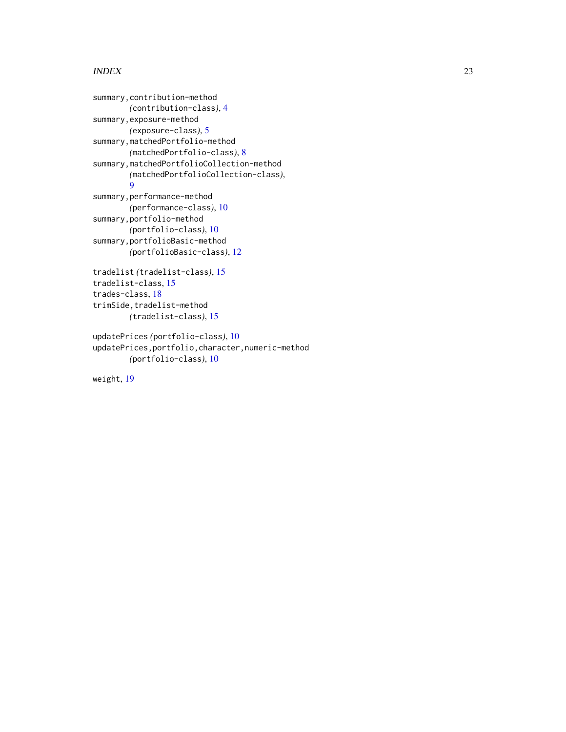summary,contribution-method
 (contribution-class), 4
summary,exposure-method
 (exposure-class), 5
summary,matchedPortfolio-method
 (matchedPortfolio-class), 8
summary,matchedPortfolioCollection-method
 (matchedPortfolioCollection-class),
 9
summary,performance-method
 (performance-class), 10
summary,portfolio-method
 (portfolio-class), 10
summary,portfolioBasic-method
 (portfolioBasic-class), 12

tradelist (tradelist-class), 15
tradelist-class, 15
trades-class, 18
trimSide,tradelist-method
 (tradelist-class), 15

updatePrices (portfolio-class), 10
updatePrices,portfolio,character,numeric-method
 (portfolio-class), 10

weight, 19